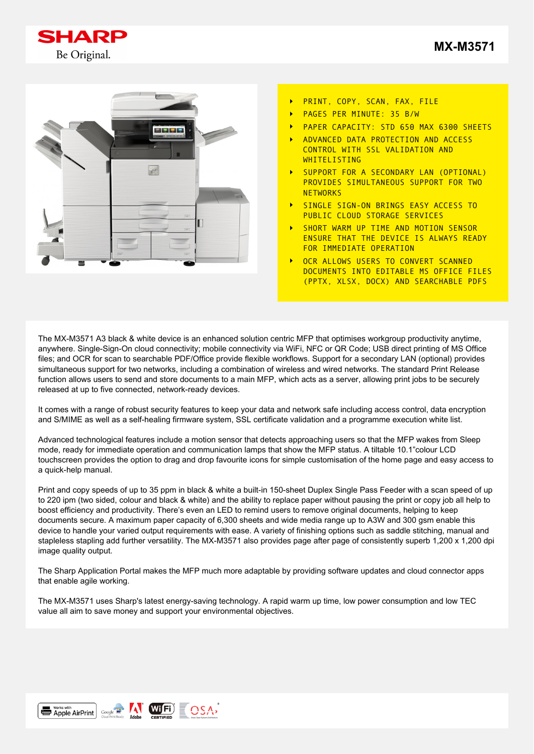SHARP

Be Original.

# MX-M3571

- PRINT, COPY, SCAN, FAX, FILE
- PAGES PER MINUTE: 35 B/W
- PAPER CAPACITY: STD 650 MAX 6300 SHEETS
- ADVANCED DATA PROTECTION AND ACCESS CONTROL WITH SSL VALIDATION AND WHITELISTING
- SUPPORT FOR A SECONDARY LAN (OPTIONAL) PROVIDES SIMULTANEOUS SUPPORT FOR TWO NETWORKS
- SINGLE SIGN-ON BRINGS EASY ACCESS TO PUBLIC CLOUD STORAGE SERVICES
- SHORT WARM UP TIME AND MOTION SENSOR ENSURE THAT THE DEVICE IS ALWAYS READY FOR IMMEDIATE OPERATION
- OCR ALLOWS USERS TO CONVERT SCANNED DOCUMENTS INTO EDITABLE MS OFFICE FILES (PPTX, XLSX, DOCX) AND SEARCHABLE PDFS

The MX-M3571 A3 black & white device is an enhanced solution centric MFP that optimises workgroup productivity anytime, anywhere. Single-Sign-On cloud connectivity; mobile connectivity via WiFi, NFC or QR Code; USB direct printing of MS Office files; and OCR for scan to searchable PDF/Office provide flexible workflows. Support for a secondary LAN (optional) provides simultaneous support for two networks, including a combination of wireless and wired networks. The standard Print Release function allows users to send and store documents to a main MFP, which acts as a server, allowing print jobs to be securely released at up to five connected, network-ready devices.

It comes with a range of robust security features to keep your data and network safe including access control, data encryption and S/MIME as well as a self-healing firmware system, SSL certificate validation and a programme execution white list.

Advanced technological features include a motion sensor that detects approaching users so that the MFP wakes from Sleep mode, ready for immediate operation and communication lamps that show the MFP status. A tiltable 10.1"colour LCD touchscreen provides the option to drag and drop favourite icons for simple customisation of the home page and easy access to a quick-help manual.

Print and copy speeds of up to 35 ppm in black & white a built-in 150-sheet Duplex Single Pass Feeder with a scan speed of up to 220 ipm (two sided, colour and black & white) and the ability to replace paper without pausing the print or copy job all help to boost efficiency and productivity. There's even an LED to remind users to remove original documents, helping to keep documents secure. A maximum paper capacity of 6,300 sheets and wide media range up to A3W and 300 gsm enable this device to handle your varied output requirements with ease. A variety of finishing options such as saddle stitching, manual and stapleless stapling add further versatility. The MX-M3571 also provides page after page of consistently superb 1,200 x 1,200 dpi image quality output.

The Sharp Application Portal makes the MFP much more adaptable by providing software updates and cloud connector apps that enable agile working.

The MX-M3571 uses Sharp's latest energy-saving technology. A rapid warm up time, low power consumption and low TEC value all aim to save money and support your environmental objectives.

Works with Apple AirPrint | Google Cloud Print Ready | Adobe | Wi-Fi CERTIFIED | OSA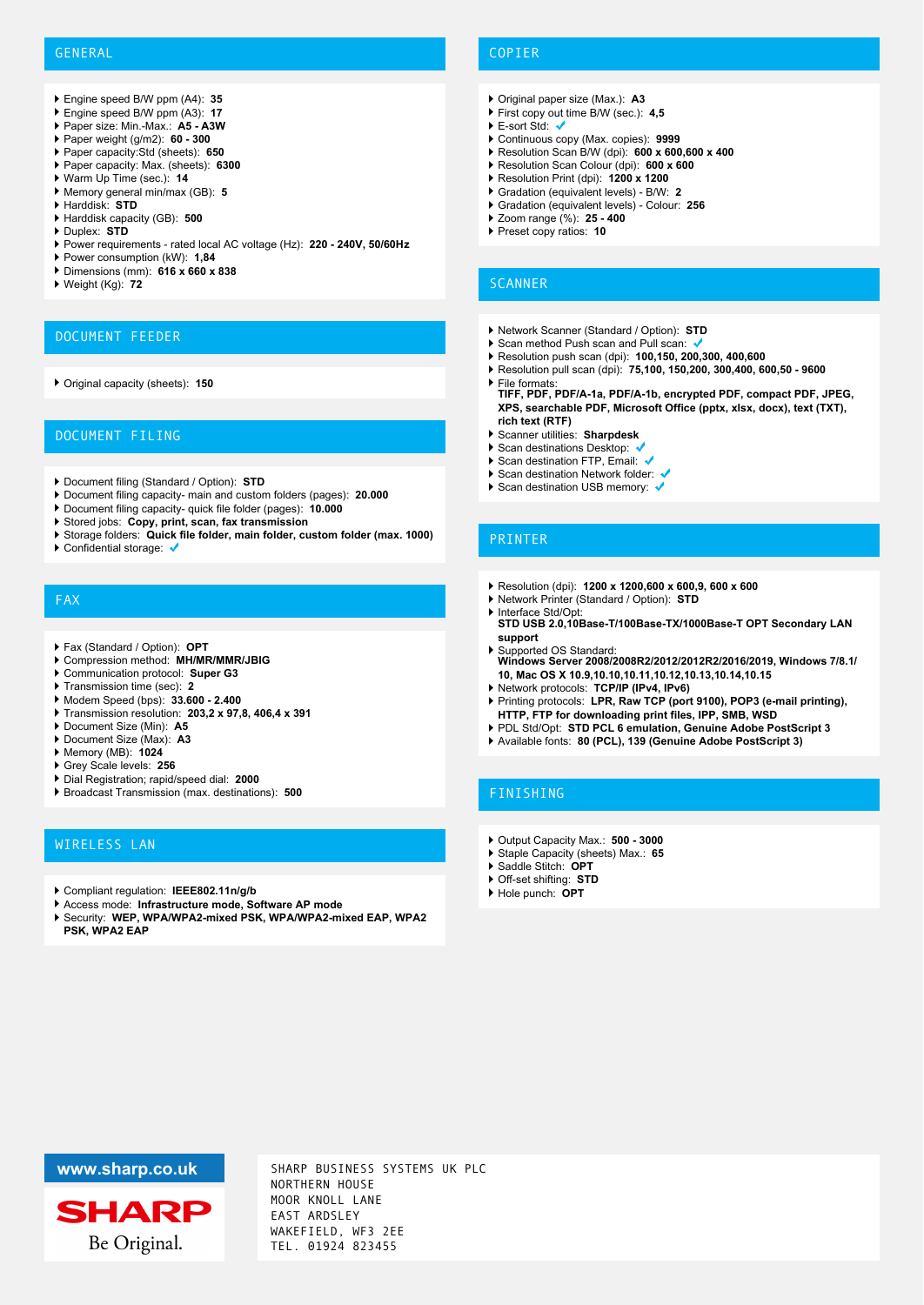## GENERAL

- Engine speed B/W ppm (A4): **35**
- Engine speed B/W ppm (A3): **17**
- Paper size: Min.-Max.: **A5 - A3W**
- Paper weight (g/m2): **60 - 300**
- Paper capacity:Std (sheets): **650**
- Paper capacity: Max. (sheets): **6300**
- Warm Up Time (sec.): **14**
- Memory general min/max (GB): **5**
- Harddisk: **STD**
- Harddisk capacity (GB): **500**
- Duplex: **STD**
- Power requirements - rated local AC voltage (Hz): **220 - 240V, 50/60Hz**
- Power consumption (kW): **1,84**
- Dimensions (mm): **616 x 660 x 838**
- Weight (Kg): **72**

## DOCUMENT FEEDER

- Original capacity (sheets): **150**

## DOCUMENT FILING

- Document filing (Standard / Option): **STD**
- Document filing capacity- main and custom folders (pages): **20.000**
- Document filing capacity- quick file folder (pages): **10.000**
- Stored jobs: **Copy, print, scan, fax transmission**
- Storage folders: **Quick file folder, main folder, custom folder (max. 1000)**
- Confidential storage: ✓

## FAX

- Fax (Standard / Option): **OPT**
- Compression method: **MH/MR/MMR/JBIG**
- Communication protocol: **Super G3**
- Transmission time (sec): **2**
- Modem Speed (bps): **33.600 - 2.400**
- Transmission resolution: **203,2 x 97,8, 406,4 x 391**
- Document Size (Min): **A5**
- Document Size (Max): **A3**
- Memory (MB): **1024**
- Grey Scale levels: **256**
- Dial Registration; rapid/speed dial: **2000**
- Broadcast Transmission (max. destinations): **500**

## WIRELESS LAN

- Compliant regulation: **IEEE802.11n/g/b**
- Access mode: **Infrastructure mode, Software AP mode**
- Security: **WEP, WPA/WPA2-mixed PSK, WPA/WPA2-mixed EAP, WPA2 PSK, WPA2 EAP**

## COPIER

- Original paper size (Max.): **A3**
- First copy out time B/W (sec.): **4,5**
- E-sort Std: ✓
- Continuous copy (Max. copies): **9999**
- Resolution Scan B/W (dpi): **600 x 600,600 x 400**
- Resolution Scan Colour (dpi): **600 x 600**
- Resolution Print (dpi): **1200 x 1200**
- Gradation (equivalent levels) - B/W: **2**
- Gradation (equivalent levels) - Colour: **256**
- Zoom range (%): **25 - 400**
- Preset copy ratios: **10**

## SCANNER

- Network Scanner (Standard / Option): **STD**
- Scan method Push scan and Pull scan: ✓
- Resolution push scan (dpi): **100,150, 200,300, 400,600**
- Resolution pull scan (dpi): **75,100, 150,200, 300,400, 600,50 - 9600**
- File formats: **TIFF, PDF, PDF/A-1a, PDF/A-1b, encrypted PDF, compact PDF, JPEG, XPS, searchable PDF, Microsoft Office (pptx, xlsx, docx), text (TXT), rich text (RTF)**
- Scanner utilities: **Sharpdesk**
- Scan destinations Desktop: ✓
- Scan destination FTP, Email: ✓
- Scan destination Network folder: ✓
- Scan destination USB memory: ✓

## PRINTER

- Resolution (dpi): **1200 x 1200,600 x 600,9, 600 x 600**
- Network Printer (Standard / Option): **STD**
- Interface Std/Opt: **STD USB 2.0,10Base-T/100Base-TX/1000Base-T OPT Secondary LAN support**
- Supported OS Standard: **Windows Server 2008/2008R2/2012/2012R2/2016/2019, Windows 7/8.1/10, Mac OS X 10.9,10.10,10.11,10.12,10.13,10.14,10.15**
- Network protocols: **TCP/IP (IPv4, IPv6)**
- Printing protocols: **LPR, Raw TCP (port 9100), POP3 (e-mail printing), HTTP, FTP for downloading print files, IPP, SMB, WSD**
- PDL Std/Opt: **STD PCL 6 emulation, Genuine Adobe PostScript 3**
- Available fonts: **80 (PCL), 139 (Genuine Adobe PostScript 3)**

## FINISHING

- Output Capacity Max.: **500 - 3000**
- Staple Capacity (sheets) Max.: **65**
- Saddle Stitch: **OPT**
- Off-set shifting: **STD**
- Hole punch: **OPT**

**www.sharp.co.uk**

SHARP
Be Original.

SHARP BUSINESS SYSTEMS UK PLC
NORTHERN HOUSE
MOOR KNOLL LANE
EAST ARDSLEY
WAKEFIELD, WF3 2EE
TEL. 01924 823455